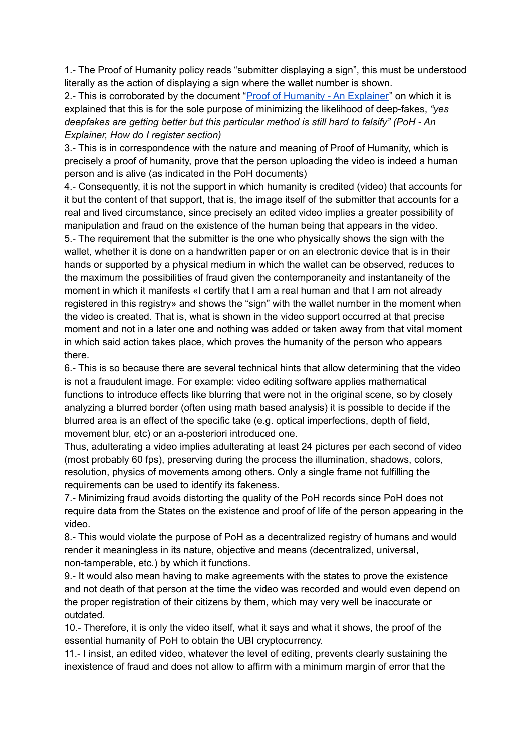1.- The Proof of Humanity policy reads "submitter displaying a sign", this must be understood literally as the action of displaying a sign where the wallet number is shown.

2.- This is corroborated by the document "[Proof of Humanity - An Explainer]" on which it is explained that this is for the sole purpose of minimizing the likelihood of deep-fakes, *"yes deepfakes are getting better but this particular method is still hard to falsify" (PoH - An Explainer, How do I register section)*

3.- This is in correspondence with the nature and meaning of Proof of Humanity, which is precisely a proof of humanity, prove that the person uploading the video is indeed a human person and is alive (as indicated in the PoH documents)

4.- Consequently, it is not the support in which humanity is credited (video) that accounts for it but the content of that support, that is, the image itself of the submitter that accounts for a real and lived circumstance, since precisely an edited video implies a greater possibility of manipulation and fraud on the existence of the human being that appears in the video.

5.- The requirement that the submitter is the one who physically shows the sign with the wallet, whether it is done on a handwritten paper or on an electronic device that is in their hands or supported by a physical medium in which the wallet can be observed, reduces to the maximum the possibilities of fraud given the contemporaneity and instantaneity of the moment in which it manifests «I certify that I am a real human and that I am not already registered in this registry» and shows the "sign" with the wallet number in the moment when the video is created. That is, what is shown in the video support occurred at that precise moment and not in a later one and nothing was added or taken away from that vital moment in which said action takes place, which proves the humanity of the person who appears there.

6.- This is so because there are several technical hints that allow determining that the video is not a fraudulent image. For example: video editing software applies mathematical functions to introduce effects like blurring that were not in the original scene, so by closely analyzing a blurred border (often using math based analysis) it is possible to decide if the blurred area is an effect of the specific take (e.g. optical imperfections, depth of field, movement blur, etc) or an a-posteriori introduced one.

Thus, adulterating a video implies adulterating at least 24 pictures per each second of video (most probably 60 fps), preserving during the process the illumination, shadows, colors, resolution, physics of movements among others. Only a single frame not fulfilling the requirements can be used to identify its fakeness.

7.- Minimizing fraud avoids distorting the quality of the PoH records since PoH does not require data from the States on the existence and proof of life of the person appearing in the video.

8.- This would violate the purpose of PoH as a decentralized registry of humans and would render it meaningless in its nature, objective and means (decentralized, universal, non-tamperable, etc.) by which it functions.

9.- It would also mean having to make agreements with the states to prove the existence and not death of that person at the time the video was recorded and would even depend on the proper registration of their citizens by them, which may very well be inaccurate or outdated.

10.- Therefore, it is only the video itself, what it says and what it shows, the proof of the essential humanity of PoH to obtain the UBI cryptocurrency.

11.- I insist, an edited video, whatever the level of editing, prevents clearly sustaining the inexistence of fraud and does not allow to affirm with a minimum margin of error that the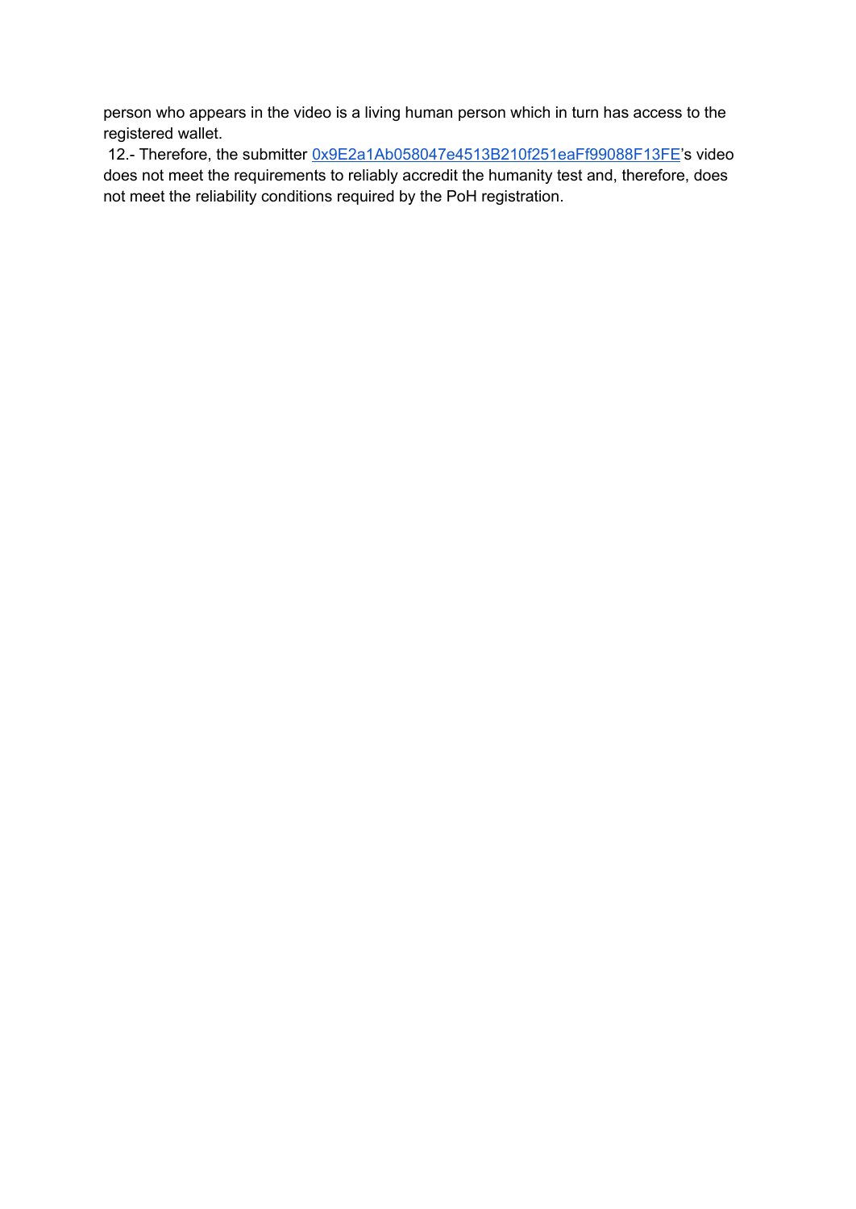person who appears in the video is a living human person which in turn has access to the registered wallet.

12.- Therefore, the submitter [0x9E2a1Ab058047e4513B210f251eaFf99088F13FE](0x9E2a1Ab058047e4513B210f251eaFf99088F13FE)'s video does not meet the requirements to reliably accredit the humanity test and, therefore, does not meet the reliability conditions required by the PoH registration.